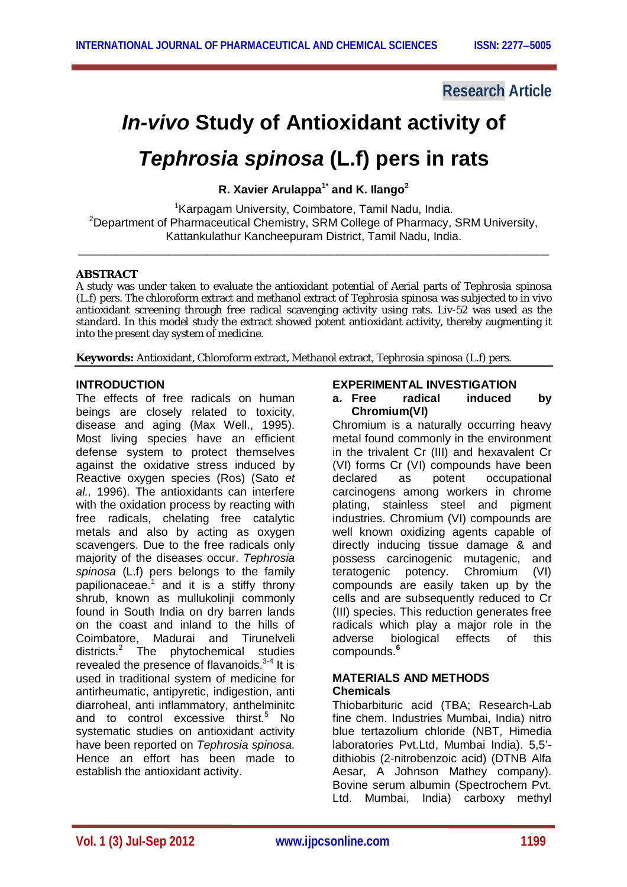Research Article

# *In-vivo* Study of Antioxidant activity of *Tephrosia spinosa* (L.f) pers in rats

**R. Xavier Arulappa[1*] and K. Ilango[2]**

[1]Karpagam University, Coimbatore, Tamil Nadu, India.
[2]Department of Pharmaceutical Chemistry, SRM College of Pharmacy, SRM University, Kattankulathur Kancheepuram District, Tamil Nadu, India.

---

**ABSTRACT**

A study was under taken to evaluate the antioxidant potential of Aerial parts of Tephrosia spinosa (L.f) pers. The chloroform extract and methanol extract of Tephrosia spinosa was subjected to in vivo antioxidant screening through free radical scavenging activity using rats. Liv-52 was used as the standard. In this model study the extract showed potent antioxidant activity, thereby augmenting it into the present day system of medicine.

**Keywords:** Antioxidant, Chloroform extract, Methanol extract, Tephrosia spinosa (L.f) pers.

---

## INTRODUCTION

The effects of free radicals on human beings are closely related to toxicity, disease and aging (Max Well., 1995). Most living species have an efficient defense system to protect themselves against the oxidative stress induced by Reactive oxygen species (Ros) (Sato *et al.,* 1996). The antioxidants can interfere with the oxidation process by reacting with free radicals, chelating free catalytic metals and also by acting as oxygen scavengers. Due to the free radicals only majority of the diseases occur. *Tephrosia spinosa* (L.f) pers belongs to the family papilionaceae.[1] and it is a stiffy throny shrub, known as mullukolinji commonly found in South India on dry barren lands on the coast and inland to the hills of Coimbatore, Madurai and Tirunelveli districts.[2] The phytochemical studies revealed the presence of flavanoids.[3-4] It is used in traditional system of medicine for antirheumatic, antipyretic, indigestion, anti diarroheal, anti inflammatory, anthelminitc and to control excessive thirst.[5] No systematic studies on antioxidant activity have been reported on *Tephrosia spinosa*. Hence an effort has been made to establish the antioxidant activity.

## EXPERIMENTAL INVESTIGATION

**a. Free radical induced by Chromium(VI)**

Chromium is a naturally occurring heavy metal found commonly in the environment in the trivalent Cr (III) and hexavalent Cr (VI) forms Cr (VI) compounds have been declared as potent occupational carcinogens among workers in chrome plating, stainless steel and pigment industries. Chromium (VI) compounds are well known oxidizing agents capable of directly inducing tissue damage & and possess carcinogenic mutagenic, and teratogenic potency. Chromium (VI) compounds are easily taken up by the cells and are subsequently reduced to Cr (III) species. This reduction generates free radicals which play a major role in the adverse biological effects of this compounds.[6]

## MATERIALS AND METHODS

### Chemicals

Thiobarbituric acid (TBA; Research-Lab fine chem. Industries Mumbai, India) nitro blue tertazolium chloride (NBT, Himedia laboratories Pvt.Ltd, Mumbai India). 5,5'-dithiobis (2-nitrobenzoic acid) (DTNB Alfa Aesar, A Johnson Mathey company). Bovine serum albumin (Spectrochem Pvt. Ltd. Mumbai, India) carboxy methyl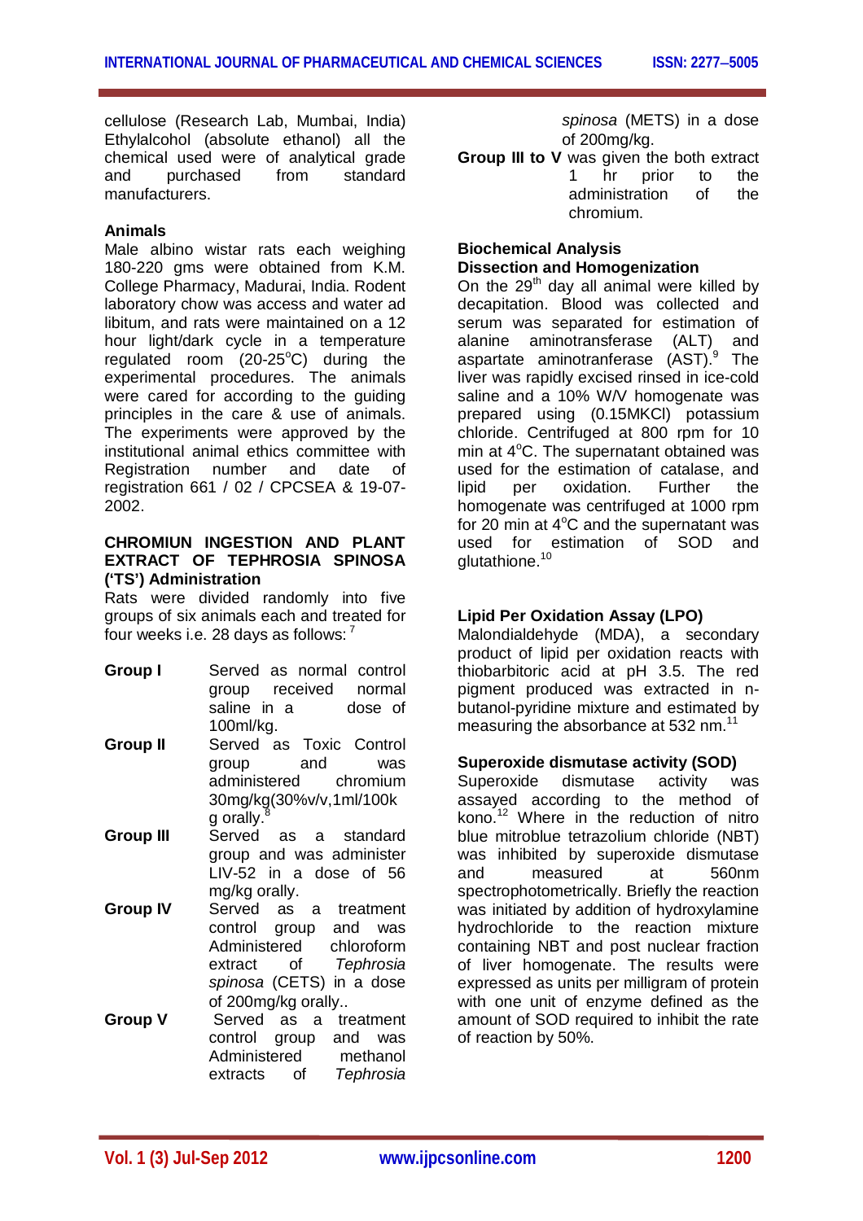cellulose (Research Lab, Mumbai, India) Ethylalcohol (absolute ethanol) all the chemical used were of analytical grade and purchased from standard manufacturers.

### Animals

Male albino wistar rats each weighing 180-220 gms were obtained from K.M. College Pharmacy, Madurai, India. Rodent laboratory chow was access and water ad libitum, and rats were maintained on a 12 hour light/dark cycle in a temperature regulated room (20-25°C) during the experimental procedures. The animals were cared for according to the guiding principles in the care & use of animals. The experiments were approved by the institutional animal ethics committee with Registration number and date of registration 661 / 02 / CPCSEA & 19-07-2002.

### CHROMIUN INGESTION AND PLANT EXTRACT OF TEPHROSIA SPINOSA ('TS') Administration

Rats were divided randomly into five groups of six animals each and treated for four weeks i.e. 28 days as follows: [7]

- **Group I** Served as normal control group received normal saline in a dose of 100ml/kg.
- **Group II** Served as Toxic Control group and was administered chromium 30mg/kg(30%v/v,1ml/100kg orally.[8]
- **Group III** Served as a standard group and was administer LIV-52 in a dose of 56 mg/kg orally.
- **Group IV** Served as a treatment control group and was Administered chloroform extract of *Tephrosia spinosa* (CETS) in a dose of 200mg/kg orally..
- **Group V** Served as a treatment control group and was Administered methanol extracts of *Tephrosia spinosa* (METS) in a dose of 200mg/kg.
- **Group III to V** was given the both extract 1 hr prior to the administration of the chromium.

### Biochemical Analysis

### Dissection and Homogenization

On the 29th day all animal were killed by decapitation. Blood was collected and serum was separated for estimation of alanine aminotransferase (ALT) and aspartate aminotranferase (AST).[9] The liver was rapidly excised rinsed in ice-cold saline and a 10% W/V homogenate was prepared using (0.15MKCl) potassium chloride. Centrifuged at 800 rpm for 10 min at 4°C. The supernatant obtained was used for the estimation of catalase, and lipid per oxidation. Further the homogenate was centrifuged at 1000 rpm for 20 min at 4°C and the supernatant was used for estimation of SOD and glutathione.[10]

### Lipid Per Oxidation Assay (LPO)

Malondialdehyde (MDA), a secondary product of lipid per oxidation reacts with thiobarbitoric acid at pH 3.5. The red pigment produced was extracted in n-butanol-pyridine mixture and estimated by measuring the absorbance at 532 nm.[11]

### Superoxide dismutase activity (SOD)

Superoxide dismutase activity was assayed according to the method of kono.[12] Where in the reduction of nitro blue mitroblue tetrazolium chloride (NBT) was inhibited by superoxide dismutase and measured at 560nm spectrophotometrically. Briefly the reaction was initiated by addition of hydroxylamine hydrochloride to the reaction mixture containing NBT and post nuclear fraction of liver homogenate. The results were expressed as units per milligram of protein with one unit of enzyme defined as the amount of SOD required to inhibit the rate of reaction by 50%.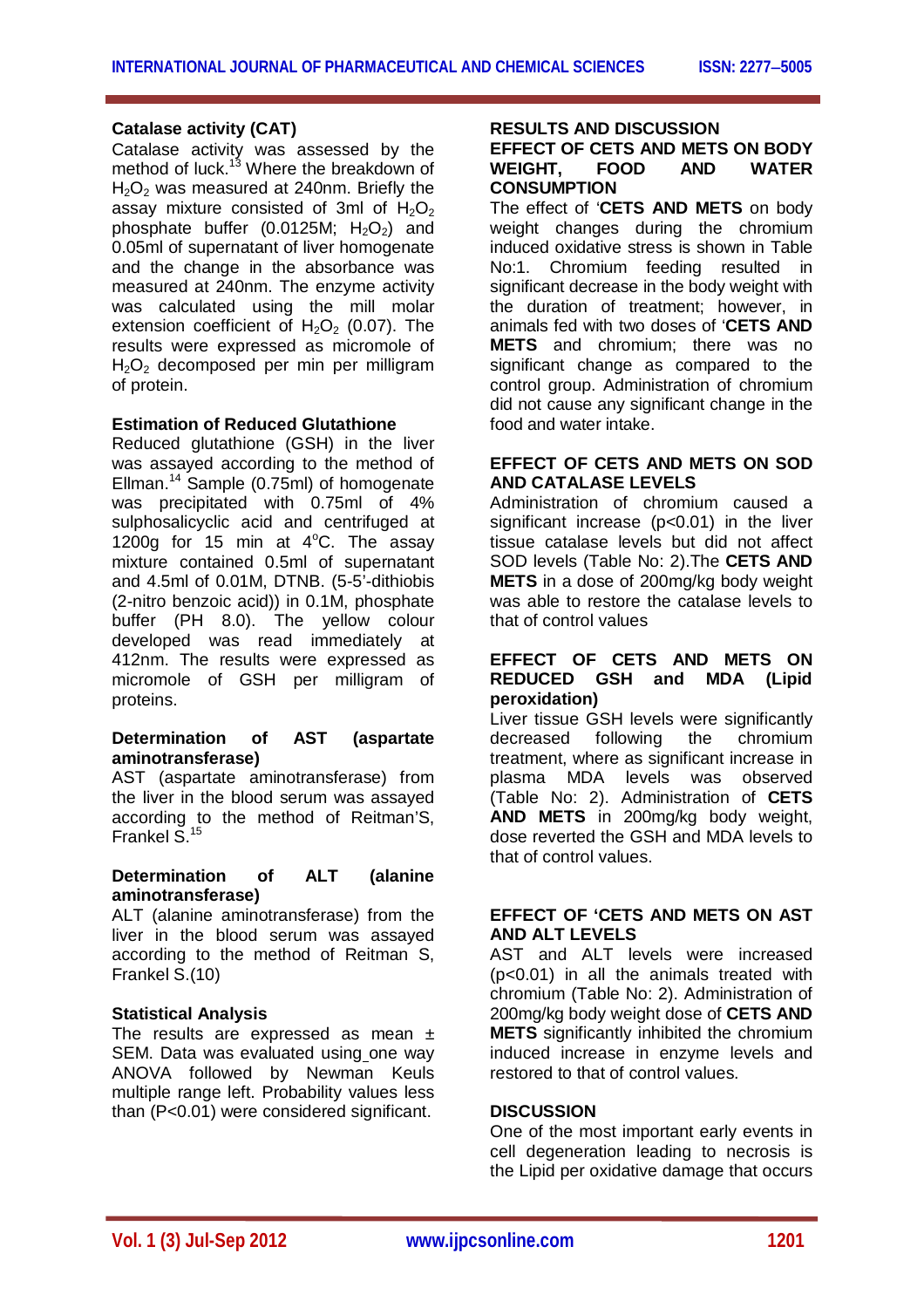### Catalase activity (CAT)

Catalase activity was assessed by the method of luck.[13] Where the breakdown of $H_2O_2$ was measured at 240nm. Briefly the assay mixture consisted of 3ml of $H_2O_2$ phosphate buffer (0.0125M; $H_2O_2$) and 0.05ml of supernatant of liver homogenate and the change in the absorbance was measured at 240nm. The enzyme activity was calculated using the mill molar extension coefficient of $H_2O_2$ (0.07). The results were expressed as micromole of $H_2O_2$ decomposed per min per milligram of protein.

### Estimation of Reduced Glutathione

Reduced glutathione (GSH) in the liver was assayed according to the method of Ellman.[14] Sample (0.75ml) of homogenate was precipitated with 0.75ml of 4% sulphosalicyclic acid and centrifuged at 1200g for 15 min at 4°C. The assay mixture contained 0.5ml of supernatant and 4.5ml of 0.01M, DTNB. (5-5'-dithiobis (2-nitro benzoic acid)) in 0.1M, phosphate buffer (PH 8.0). The yellow colour developed was read immediately at 412nm. The results were expressed as micromole of GSH per milligram of proteins.

### Determination of AST (aspartate aminotransferase)

AST (aspartate aminotransferase) from the liver in the blood serum was assayed according to the method of Reitman'S, Frankel S.[15]

### Determination of ALT (alanine aminotransferase)

ALT (alanine aminotransferase) from the liver in the blood serum was assayed according to the method of Reitman S, Frankel S.(10)

### Statistical Analysis

The results are expressed as mean ± SEM. Data was evaluated using one way ANOVA followed by Newman Keuls multiple range left. Probability values less than (P<0.01) were considered significant.

## RESULTS AND DISCUSSION

### EFFECT OF CETS AND METS ON BODY WEIGHT, FOOD AND WATER CONSUMPTION

The effect of '**CETS AND METS** on body weight changes during the chromium induced oxidative stress is shown in Table No:1. Chromium feeding resulted in significant decrease in the body weight with the duration of treatment; however, in animals fed with two doses of '**CETS AND METS** and chromium; there was no significant change as compared to the control group. Administration of chromium did not cause any significant change in the food and water intake.

### EFFECT OF CETS AND METS ON SOD AND CATALASE LEVELS

Administration of chromium caused a significant increase (p<0.01) in the liver tissue catalase levels but did not affect SOD levels (Table No: 2).The **CETS AND METS** in a dose of 200mg/kg body weight was able to restore the catalase levels to that of control values

### EFFECT OF CETS AND METS ON REDUCED GSH and MDA (Lipid peroxidation)

Liver tissue GSH levels were significantly decreased following the chromium treatment, where as significant increase in plasma MDA levels was observed (Table No: 2). Administration of **CETS AND METS** in 200mg/kg body weight, dose reverted the GSH and MDA levels to that of control values.

### EFFECT OF 'CETS AND METS ON AST AND ALT LEVELS

AST and ALT levels were increased (p<0.01) in all the animals treated with chromium (Table No: 2). Administration of 200mg/kg body weight dose of **CETS AND METS** significantly inhibited the chromium induced increase in enzyme levels and restored to that of control values.

## DISCUSSION

One of the most important early events in cell degeneration leading to necrosis is the Lipid per oxidative damage that occurs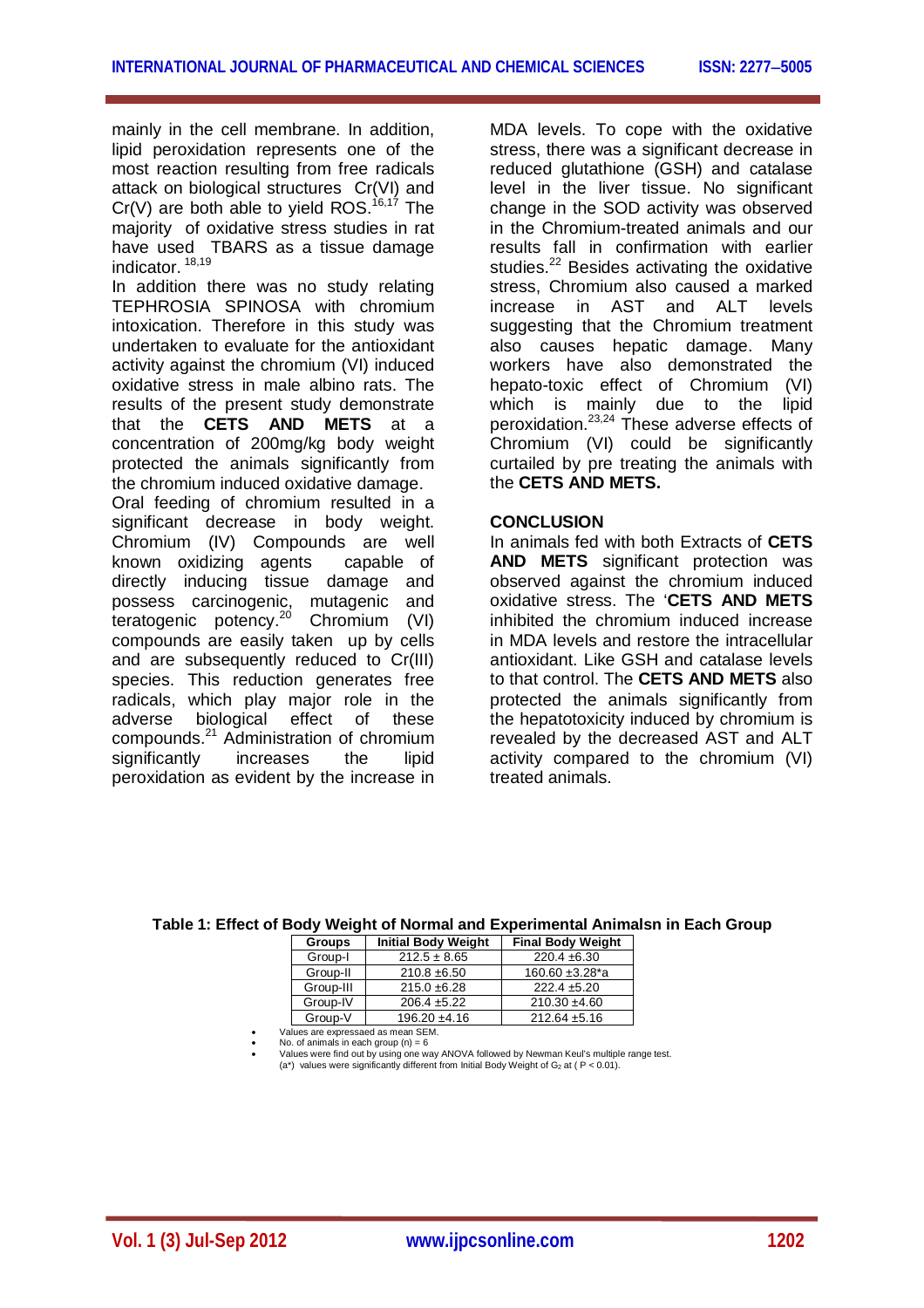mainly in the cell membrane. In addition, lipid peroxidation represents one of the most reaction resulting from free radicals attack on biological structures Cr(VI) and Cr(V) are both able to yield ROS.[16,17] The majority of oxidative stress studies in rat have used TBARS as a tissue damage indicator.[18,19]

In addition there was no study relating TEPHROSIA SPINOSA with chromium intoxication. Therefore in this study was undertaken to evaluate for the antioxidant activity against the chromium (VI) induced oxidative stress in male albino rats. The results of the present study demonstrate that the **CETS AND METS** at a concentration of 200mg/kg body weight protected the animals significantly from the chromium induced oxidative damage.

Oral feeding of chromium resulted in a significant decrease in body weight. Chromium (IV) Compounds are well known oxidizing agents capable of directly inducing tissue damage and possess carcinogenic, mutagenic and teratogenic potency.[20] Chromium (VI) compounds are easily taken up by cells and are subsequently reduced to Cr(III) species. This reduction generates free radicals, which play major role in the adverse biological effect of these compounds.[21] Administration of chromium significantly increases the lipid peroxidation as evident by the increase in MDA levels. To cope with the oxidative stress, there was a significant decrease in reduced glutathione (GSH) and catalase level in the liver tissue. No significant change in the SOD activity was observed in the Chromium-treated animals and our results fall in confirmation with earlier studies.[22] Besides activating the oxidative stress, Chromium also caused a marked increase in AST and ALT levels suggesting that the Chromium treatment also causes hepatic damage. Many workers have also demonstrated the hepato-toxic effect of Chromium (VI) which is mainly due to the lipid peroxidation.[23,24] These adverse effects of Chromium (VI) could be significantly curtailed by pre treating the animals with the **CETS AND METS.**

## CONCLUSION

In animals fed with both Extracts of **CETS AND METS** significant protection was observed against the chromium induced oxidative stress. The '**CETS AND METS** inhibited the chromium induced increase in MDA levels and restore the intracellular antioxidant. Like GSH and catalase levels to that control. The **CETS AND METS** also protected the animals significantly from the hepatotoxicity induced by chromium is revealed by the decreased AST and ALT activity compared to the chromium (VI) treated animals.

**Table 1: Effect of Body Weight of Normal and Experimental Animalsn in Each Group**

| Groups | Initial Body Weight | Final Body Weight |
|---|---|---|
| Group-I | 212.5 ± 8.65 | 220.4 ±6.30 |
| Group-II | 210.8 ±6.50 | 160.60 ±3.28*a |
| Group-III | 215.0 ±6.28 | 222.4 ±5.20 |
| Group-IV | 206.4 ±5.22 | 210.30 ±4.60 |
| Group-V | 196.20 ±4.16 | 212.64 ±5.16 |

- Values are expressaed as mean SEM.
- No. of animals in each group (n) = 6
- Values were find out by using one way ANOVA followed by Newman Keul's multiple range test.
  (a*) values were significantly different from Initial Body Weight of $G_2$ at ( $P < 0.01$).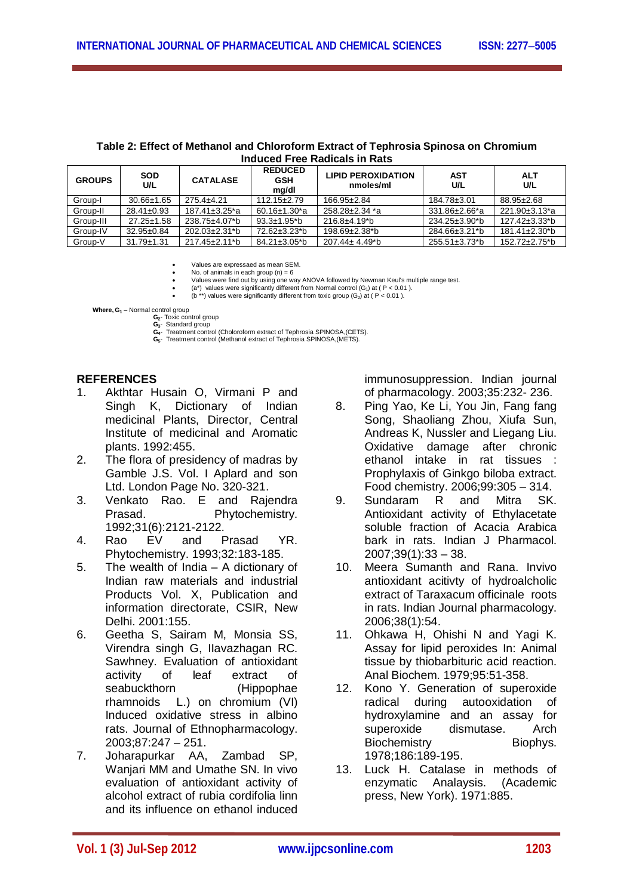**Table 2: Effect of Methanol and Chloroform Extract of Tephrosia Spinosa on Chromium Induced Free Radicals in Rats**

| GROUPS | SOD U/L | CATALASE | REDUCED GSH mg/dl | LIPID PEROXIDATION nmoles/ml | AST U/L | ALT U/L |
|---|---|---|---|---|---|---|
| Group-I | 30.66±1.65 | 275.4±4.21 | 112.15±2.79 | 166.95±2.84 | 184.78±3.01 | 88.95±2.68 |
| Group-II | 28.41±0.93 | 187.41±3.25*a | 60.16±1.30*a | 258.28±2.34 *a | 331.86±2.66*a | 221.90±3.13*a |
| Group-III | 27.25±1.58 | 238.75±4.07*b | 93.3±1.95*b | 216.8±4.19*b | 234.25±3.90*b | 127.42±3.33*b |
| Group-IV | 32.95±0.84 | 202.03±2.31*b | 72.62±3.23*b | 198.69±2.38*b | 284.66±3.21*b | 181.41±2.30*b |
| Group-V | 31.79±1.31 | 217.45±2.11*b | 84.21±3.05*b | 207.44± 4.49*b | 255.51±3.73*b | 152.72±2.75*b |

- Values are expressaed as mean SEM.
- No. of animals in each group (n) = 6
- Values were find out by using one way ANOVA followed by Newman Keul's multiple range test.
- (a*) values were significantly different from Normal control ($G_1$) at ( $P < 0.01$ ).
- (b **) values were significantly different from toxic group ($G_2$) at ( $P < 0.01$ ).

**Where,** $G_1$ – Normal control group
$G_2$- Toxic control group
$G_3$- Standard group
$G_4$- Treatment control (Choloroform extract of Tephrosia SPINOSA,(CETS).
$G_5$- Treatment control (Methanol extract of Tephrosia SPINOSA,(METS).

## REFERENCES

1. Akthtar Husain O, Virmani P and Singh K, Dictionary of Indian medicinal Plants, Director, Central Institute of medicinal and Aromatic plants. 1992:455.
2. The flora of presidency of madras by Gamble J.S. Vol. I Aplard and son Ltd. London Page No. 320-321.
3. Venkato Rao. E and Rajendra Prasad. Phytochemistry. 1992;31(6):2121-2122.
4. Rao EV and Prasad YR. Phytochemistry. 1993;32:183-185.
5. The wealth of India – A dictionary of Indian raw materials and industrial Products Vol. X, Publication and information directorate, CSIR, New Delhi. 2001:155.
6. Geetha S, Sairam M, Monsia SS, Virendra singh G, Ilavazhagan RC. Sawhney. Evaluation of antioxidant activity of leaf extract of seabuckthorn (Hippophae rhamnoids L.) on chromium (VI) Induced oxidative stress in albino rats. Journal of Ethnopharmacology. 2003;87:247 – 251.
7. Joharapurkar AA, Zambad SP, Wanjari MM and Umathe SN. In vivo evaluation of antioxidant activity of alcohol extract of rubia cordifolia linn and its influence on ethanol induced immunosuppression. Indian journal of pharmacology. 2003;35:232- 236.
8. Ping Yao, Ke Li, You Jin, Fang fang Song, Shaoliang Zhou, Xiufa Sun, Andreas K, Nussler and Liegang Liu. Oxidative damage after chronic ethanol intake in rat tissues : Prophylaxis of Ginkgo biloba extract. Food chemistry. 2006;99:305 – 314.
9. Sundaram R and Mitra SK. Antioxidant activity of Ethylacetate soluble fraction of Acacia Arabica bark in rats. Indian J Pharmacol. 2007;39(1):33 – 38.
10. Meera Sumanth and Rana. Invivo antioxidant acitivty of hydroalcholic extract of Taraxacum officinale roots in rats. Indian Journal pharmacology. 2006;38(1):54.
11. Ohkawa H, Ohishi N and Yagi K. Assay for lipid peroxides In: Animal tissue by thiobarbituric acid reaction. Anal Biochem. 1979;95:51-358.
12. Kono Y. Generation of superoxide radical during autooxidation of hydroxylamine and an assay for superoxide dismutase. Arch Biochemistry Biophys. 1978;186:189-195.
13. Luck H. Catalase in methods of enzymatic Analaysis. (Academic press, New York). 1971:885.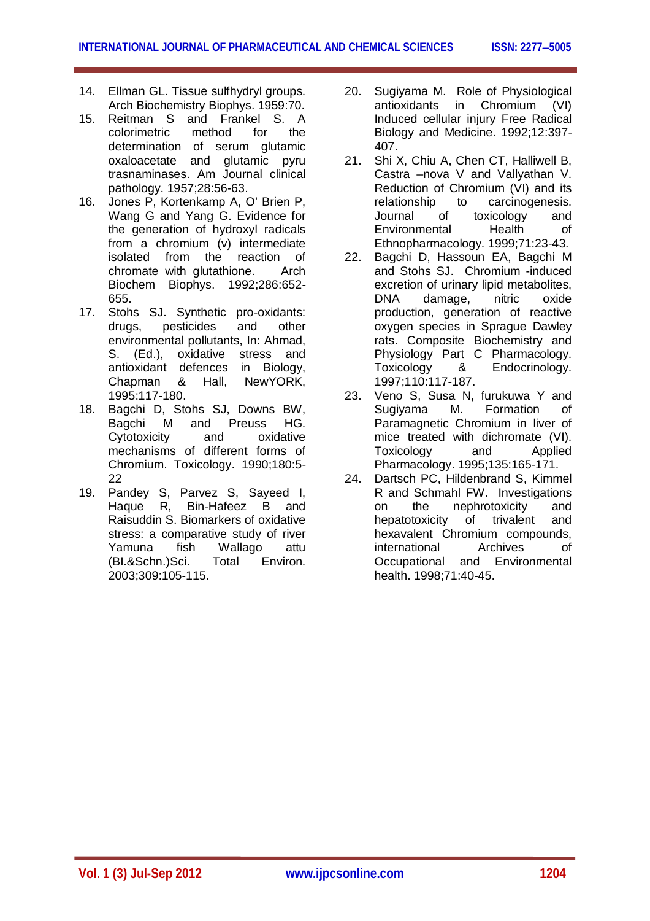14. Ellman GL. Tissue sulfhydryl groups. Arch Biochemistry Biophys. 1959:70.
15. Reitman S and Frankel S. A colorimetric method for the determination of serum glutamic oxaloacetate and glutamic pyru trasnaminases. Am Journal clinical pathology. 1957;28:56-63.
16. Jones P, Kortenkamp A, O' Brien P, Wang G and Yang G. Evidence for the generation of hydroxyl radicals from a chromium (v) intermediate isolated from the reaction of chromate with glutathione. Arch Biochem Biophys. 1992;286:652-655.
17. Stohs SJ. Synthetic pro-oxidants: drugs, pesticides and other environmental pollutants, In: Ahmad, S. (Ed.), oxidative stress and antioxidant defences in Biology, Chapman & Hall, NewYORK, 1995:117-180.
18. Bagchi D, Stohs SJ, Downs BW, Bagchi M and Preuss HG. Cytotoxicity and oxidative mechanisms of different forms of Chromium. Toxicology. 1990;180:5-22
19. Pandey S, Parvez S, Sayeed I, Haque R, Bin-Hafeez B and Raisuddin S. Biomarkers of oxidative stress: a comparative study of river Yamuna fish Wallago attu (Bl.&Schn.)Sci. Total Environ. 2003;309:105-115.
20. Sugiyama M. Role of Physiological antioxidants in Chromium (VI) Induced cellular injury Free Radical Biology and Medicine. 1992;12:397-407.
21. Shi X, Chiu A, Chen CT, Halliwell B, Castra –nova V and Vallyathan V. Reduction of Chromium (VI) and its relationship to carcinogenesis. Journal of toxicology and Environmental Health of Ethnopharmacology. 1999;71:23-43.
22. Bagchi D, Hassoun EA, Bagchi M and Stohs SJ. Chromium -induced excretion of urinary lipid metabolites, DNA damage, nitric oxide production, generation of reactive oxygen species in Sprague Dawley rats. Composite Biochemistry and Physiology Part C Pharmacology. Toxicology & Endocrinology. 1997;110:117-187.
23. Veno S, Susa N, furukuwa Y and Sugiyama M. Formation of Paramagnetic Chromium in liver of mice treated with dichromate (VI). Toxicology and Applied Pharmacology. 1995;135:165-171.
24. Dartsch PC, Hildenbrand S, Kimmel R and Schmahl FW. Investigations on the nephrotoxicity and hepatotoxicity of trivalent and hexavalent Chromium compounds, international Archives of Occupational and Environmental health. 1998;71:40-45.